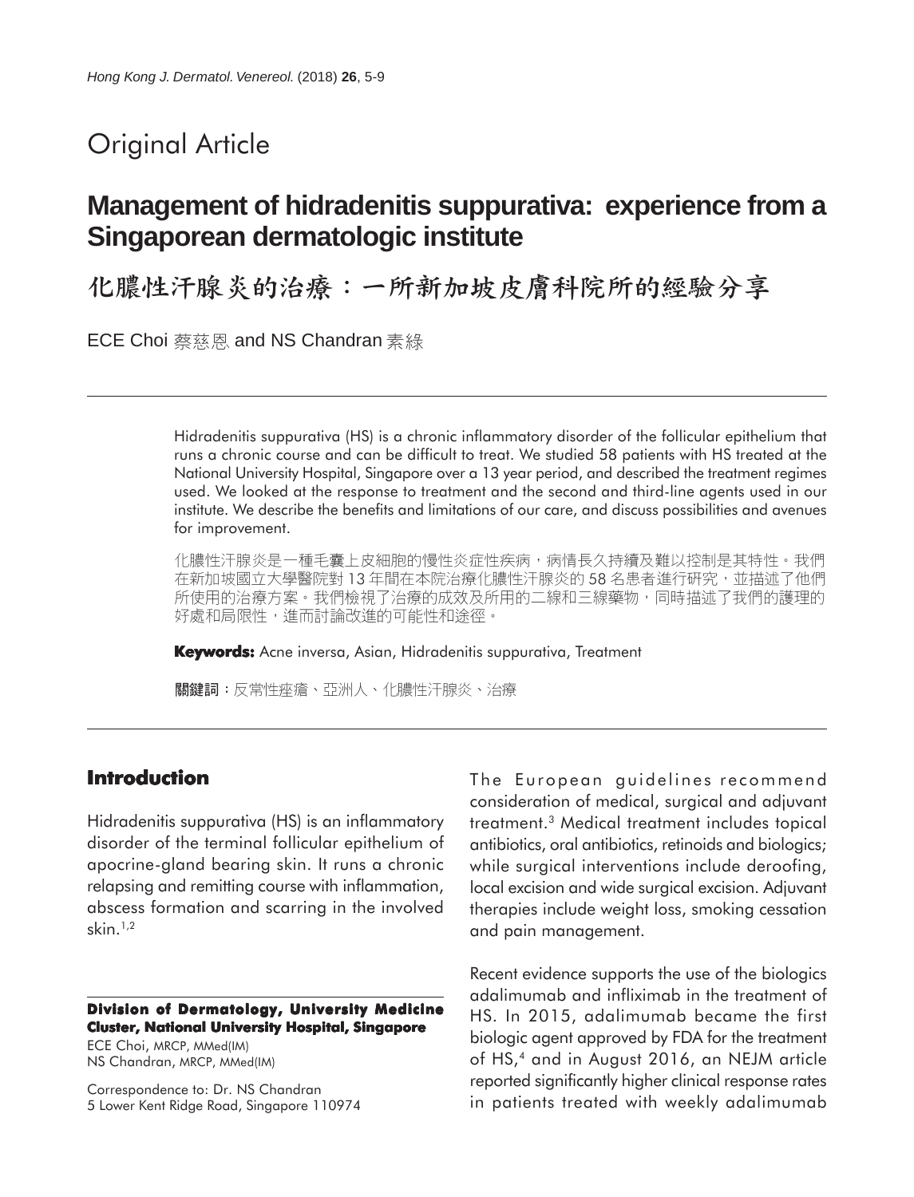Original Article

# Management of hidradenitis suppurativa: experience from a Singaporean dermatologic institute

# 化膿性汗腺炎的治療：一所新加坡皮膚科院所的經驗分享

ECE Choi 蔡慈恩 and NS Chandran 素綠

Hidradenitis suppurativa (HS) is a chronic inflammatory disorder of the follicular epithelium that runs a chronic course and can be difficult to treat. We studied 58 patients with HS treated at the National University Hospital, Singapore over a 13 year period, and described the treatment regimes used. We looked at the response to treatment and the second and third-line agents used in our institute. We describe the benefits and limitations of our care, and discuss possibilities and avenues for improvement.

化膿性汗腺炎是一種毛囊上皮細胞的慢性炎症性疾病，病情長久持續及難以控制是其特性。我們在新加坡國立大學醫院對 13 年間在本院治療化膿性汗腺炎的 58 名患者進行研究，並描述了他們所使用的治療方案。我們檢視了治療的成效及所用的二線和三線藥物，同時描述了我們的護理的好處和局限性，進而討論改進的可能性和途徑。

**Keywords:** Acne inversa, Asian, Hidradenitis suppurativa, Treatment

**關鍵詞**：反常性痤瘡、亞洲人、化膿性汗腺炎、治療

## Introduction

Hidradenitis suppurativa (HS) is an inflammatory disorder of the terminal follicular epithelium of apocrine-gland bearing skin. It runs a chronic relapsing and remitting course with inflammation, abscess formation and scarring in the involved skin.[1,2]

The European guidelines recommend consideration of medical, surgical and adjuvant treatment.[3] Medical treatment includes topical antibiotics, oral antibiotics, retinoids and biologics; while surgical interventions include deroofing, local excision and wide surgical excision. Adjuvant therapies include weight loss, smoking cessation and pain management.

Recent evidence supports the use of the biologics adalimumab and infliximab in the treatment of HS. In 2015, adalimumab became the first biologic agent approved by FDA for the treatment of HS,[4] and in August 2016, an NEJM article reported significantly higher clinical response rates in patients treated with weekly adalimumab

**Division of Dermatology, University Medicine Cluster, National University Hospital, Singapore**

ECE Choi, MRCP, MMed(IM)
NS Chandran, MRCP, MMed(IM)

Correspondence to: Dr. NS Chandran
5 Lower Kent Ridge Road, Singapore 110974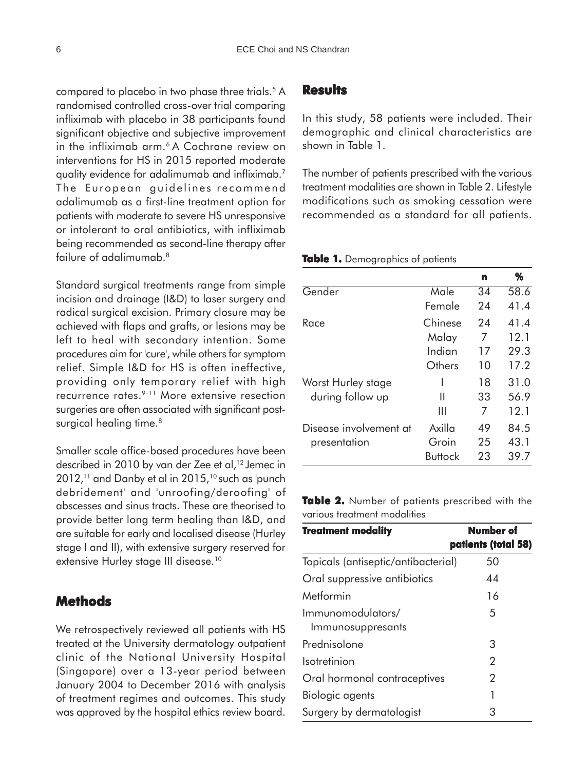compared to placebo in two phase three trials.[5] A randomised controlled cross-over trial comparing infliximab with placebo in 38 participants found significant objective and subjective improvement in the infliximab arm.[6] A Cochrane review on interventions for HS in 2015 reported moderate quality evidence for adalimumab and infliximab.[7] The European guidelines recommend adalimumab as a first-line treatment option for patients with moderate to severe HS unresponsive or intolerant to oral antibiotics, with infliximab being recommended as second-line therapy after failure of adalimumab.[8]

Standard surgical treatments range from simple incision and drainage (I&D) to laser surgery and radical surgical excision. Primary closure may be achieved with flaps and grafts, or lesions may be left to heal with secondary intention. Some procedures aim for 'cure', while others for symptom relief. Simple I&D for HS is often ineffective, providing only temporary relief with high recurrence rates.[9-11] More extensive resection surgeries are often associated with significant post-surgical healing time.[8]

Smaller scale office-based procedures have been described in 2010 by van der Zee et al,[12] Jemec in 2012,[11] and Danby et al in 2015,[10] such as 'punch debridement' and 'unroofing/deroofing' of abscesses and sinus tracts. These are theorised to provide better long term healing than I&D, and are suitable for early and localised disease (Hurley stage I and II), with extensive surgery reserved for extensive Hurley stage III disease.[10]

## Methods

We retrospectively reviewed all patients with HS treated at the University dermatology outpatient clinic of the National University Hospital (Singapore) over a 13-year period between January 2004 to December 2016 with analysis of treatment regimes and outcomes. This study was approved by the hospital ethics review board.

## Results

In this study, 58 patients were included. Their demographic and clinical characteristics are shown in Table 1.

The number of patients prescribed with the various treatment modalities are shown in Table 2. Lifestyle modifications such as smoking cessation were recommended as a standard for all patients.

**Table 1.** Demographics of patients

| | | n | % |
|---|---|---|---|
| Gender | Male | 34 | 58.6 |
| | Female | 24 | 41.4 |
| Race | Chinese | 24 | 41.4 |
| | Malay | 7 | 12.1 |
| | Indian | 17 | 29.3 |
| | Others | 10 | 17.2 |
| Worst Hurley stage during follow up | I | 18 | 31.0 |
| | II | 33 | 56.9 |
| | III | 7 | 12.1 |
| Disease involvement at presentation | Axilla | 49 | 84.5 |
| | Groin | 25 | 43.1 |
| | Buttock | 23 | 39.7 |

**Table 2.** Number of patients prescribed with the various treatment modalities

| Treatment modality | Number of patients (total 58) |
|---|---|
| Topicals (antiseptic/antibacterial) | 50 |
| Oral suppressive antibiotics | 44 |
| Metformin | 16 |
| Immunomodulators/ Immunosuppresants | 5 |
| Prednisolone | 3 |
| Isotretinion | 2 |
| Oral hormonal contraceptives | 2 |
| Biologic agents | 1 |
| Surgery by dermatologist | 3 |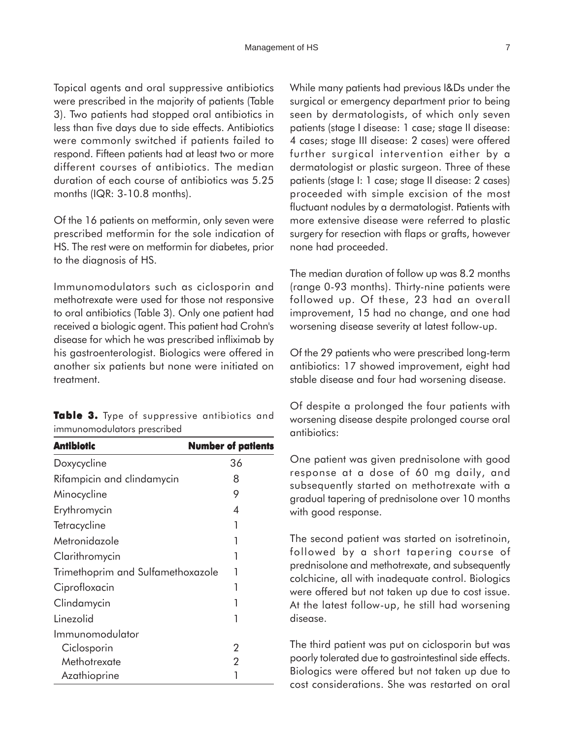Topical agents and oral suppressive antibiotics were prescribed in the majority of patients (Table 3). Two patients had stopped oral antibiotics in less than five days due to side effects. Antibiotics were commonly switched if patients failed to respond. Fifteen patients had at least two or more different courses of antibiotics. The median duration of each course of antibiotics was 5.25 months (IQR: 3-10.8 months).

Of the 16 patients on metformin, only seven were prescribed metformin for the sole indication of HS. The rest were on metformin for diabetes, prior to the diagnosis of HS.

Immunomodulators such as ciclosporin and methotrexate were used for those not responsive to oral antibiotics (Table 3). Only one patient had received a biologic agent. This patient had Crohn's disease for which he was prescribed infliximab by his gastroenterologist. Biologics were offered in another six patients but none were initiated on treatment.

**Table 3.** Type of suppressive antibiotics and immunomodulators prescribed

| **Antibiotic** | **Number of patients** |
|---|---|
| Doxycycline | 36 |
| Rifampicin and clindamycin | 8 |
| Minocycline | 9 |
| Erythromycin | 4 |
| Tetracycline | 1 |
| Metronidazole | 1 |
| Clarithromycin | 1 |
| Trimethoprim and Sulfamethoxazole | 1 |
| Ciprofloxacin | 1 |
| Clindamycin | 1 |
| Linezolid | 1 |
| Immunomodulator | |
| Ciclosporin | 2 |
| Methotrexate | 2 |
| Azathioprine | 1 |

While many patients had previous I&Ds under the surgical or emergency department prior to being seen by dermatologists, of which only seven patients (stage I disease: 1 case; stage II disease: 4 cases; stage III disease: 2 cases) were offered further surgical intervention either by a dermatologist or plastic surgeon. Three of these patients (stage I: 1 case; stage II disease: 2 cases) proceeded with simple excision of the most fluctuant nodules by a dermatologist. Patients with more extensive disease were referred to plastic surgery for resection with flaps or grafts, however none had proceeded.

The median duration of follow up was 8.2 months (range 0-93 months). Thirty-nine patients were followed up. Of these, 23 had an overall improvement, 15 had no change, and one had worsening disease severity at latest follow-up.

Of the 29 patients who were prescribed long-term antibiotics: 17 showed improvement, eight had stable disease and four had worsening disease.

Of despite a prolonged the four patients with worsening disease despite prolonged course oral antibiotics:

One patient was given prednisolone with good response at a dose of 60 mg daily, and subsequently started on methotrexate with a gradual tapering of prednisolone over 10 months with good response.

The second patient was started on isotretinoin, followed by a short tapering course of prednisolone and methotrexate, and subsequently colchicine, all with inadequate control. Biologics were offered but not taken up due to cost issue. At the latest follow-up, he still had worsening disease.

The third patient was put on ciclosporin but was poorly tolerated due to gastrointestinal side effects. Biologics were offered but not taken up due to cost considerations. She was restarted on oral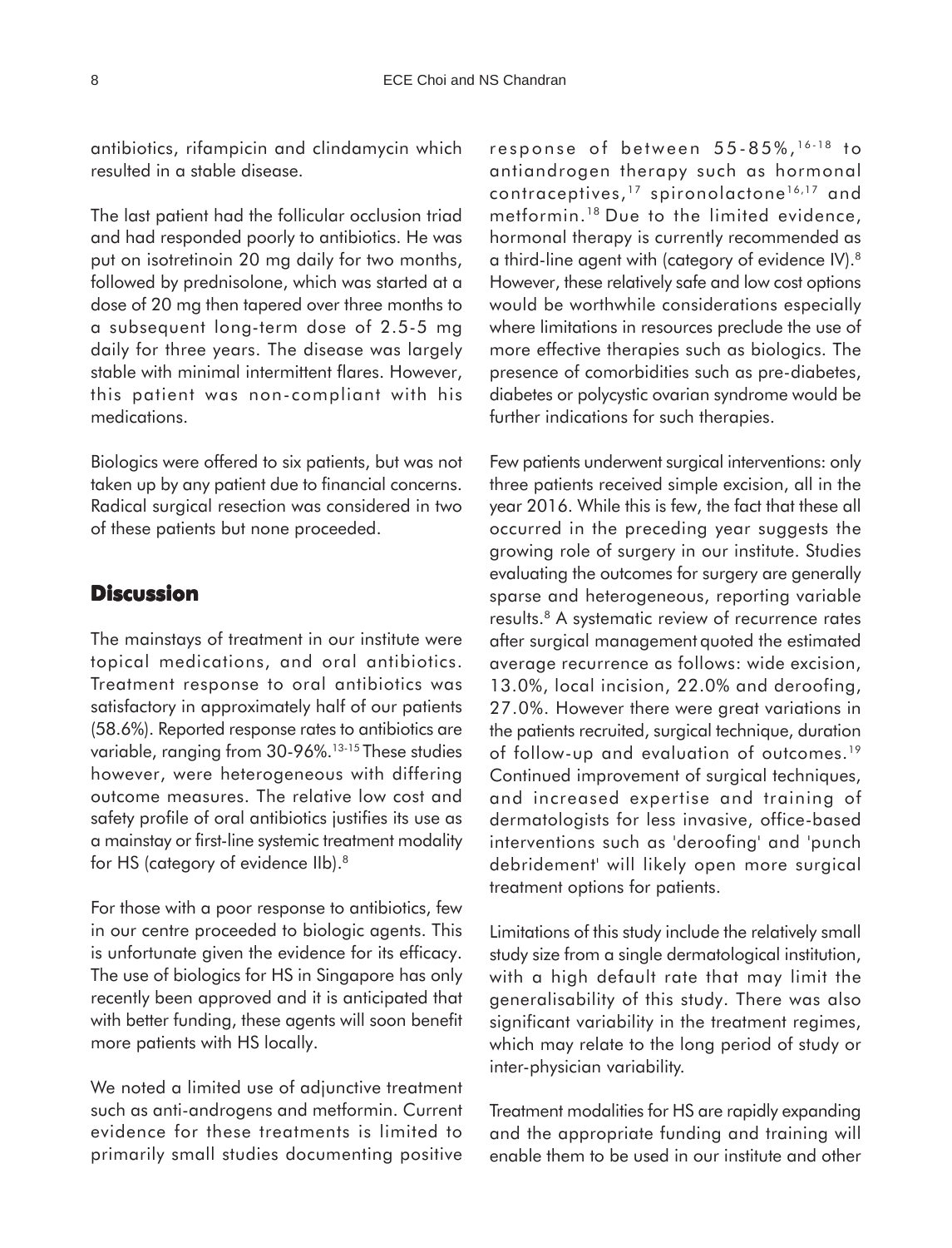antibiotics, rifampicin and clindamycin which resulted in a stable disease.

The last patient had the follicular occlusion triad and had responded poorly to antibiotics. He was put on isotretinoin 20 mg daily for two months, followed by prednisolone, which was started at a dose of 20 mg then tapered over three months to a subsequent long-term dose of 2.5-5 mg daily for three years. The disease was largely stable with minimal intermittent flares. However, this patient was non-compliant with his medications.

Biologics were offered to six patients, but was not taken up by any patient due to financial concerns. Radical surgical resection was considered in two of these patients but none proceeded.

## Discussion

The mainstays of treatment in our institute were topical medications, and oral antibiotics. Treatment response to oral antibiotics was satisfactory in approximately half of our patients (58.6%). Reported response rates to antibiotics are variable, ranging from 30-96%.[13-15] These studies however, were heterogeneous with differing outcome measures. The relative low cost and safety profile of oral antibiotics justifies its use as a mainstay or first-line systemic treatment modality for HS (category of evidence IIb).[8]

For those with a poor response to antibiotics, few in our centre proceeded to biologic agents. This is unfortunate given the evidence for its efficacy. The use of biologics for HS in Singapore has only recently been approved and it is anticipated that with better funding, these agents will soon benefit more patients with HS locally.

We noted a limited use of adjunctive treatment such as anti-androgens and metformin. Current evidence for these treatments is limited to primarily small studies documenting positive response of between 55-85%,[16-18] to antiandrogen therapy such as hormonal contraceptives,[17] spironolactone[16,17] and metformin.[18] Due to the limited evidence, hormonal therapy is currently recommended as a third-line agent with (category of evidence IV).[8] However, these relatively safe and low cost options would be worthwhile considerations especially where limitations in resources preclude the use of more effective therapies such as biologics. The presence of comorbidities such as pre-diabetes, diabetes or polycystic ovarian syndrome would be further indications for such therapies.

Few patients underwent surgical interventions: only three patients received simple excision, all in the year 2016. While this is few, the fact that these all occurred in the preceding year suggests the growing role of surgery in our institute. Studies evaluating the outcomes for surgery are generally sparse and heterogeneous, reporting variable results.[8] A systematic review of recurrence rates after surgical management quoted the estimated average recurrence as follows: wide excision, 13.0%, local incision, 22.0% and deroofing, 27.0%. However there were great variations in the patients recruited, surgical technique, duration of follow-up and evaluation of outcomes.[19] Continued improvement of surgical techniques, and increased expertise and training of dermatologists for less invasive, office-based interventions such as 'deroofing' and 'punch debridement' will likely open more surgical treatment options for patients.

Limitations of this study include the relatively small study size from a single dermatological institution, with a high default rate that may limit the generalisability of this study. There was also significant variability in the treatment regimes, which may relate to the long period of study or inter-physician variability.

Treatment modalities for HS are rapidly expanding and the appropriate funding and training will enable them to be used in our institute and other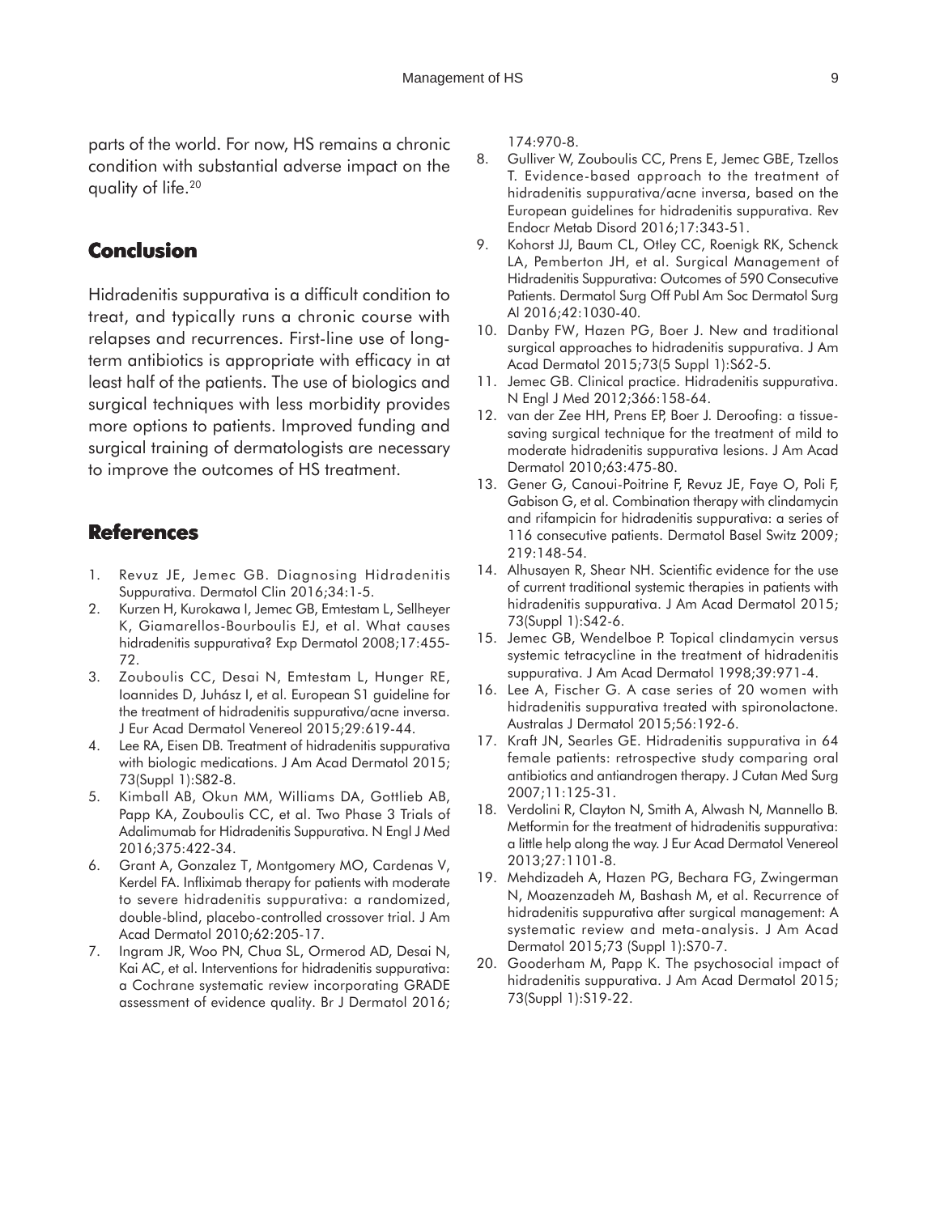parts of the world. For now, HS remains a chronic condition with substantial adverse impact on the quality of life.[20]

## Conclusion

Hidradenitis suppurativa is a difficult condition to treat, and typically runs a chronic course with relapses and recurrences. First-line use of long-term antibiotics is appropriate with efficacy in at least half of the patients. The use of biologics and surgical techniques with less morbidity provides more options to patients. Improved funding and surgical training of dermatologists are necessary to improve the outcomes of HS treatment.

## References

1. Revuz JE, Jemec GB. Diagnosing Hidradenitis Suppurativa. Dermatol Clin 2016;34:1-5.
2. Kurzen H, Kurokawa I, Jemec GB, Emtestam L, Sellheyer K, Giamarellos-Bourboulis EJ, et al. What causes hidradenitis suppurativa? Exp Dermatol 2008;17:455-72.
3. Zouboulis CC, Desai N, Emtestam L, Hunger RE, Ioannides D, Juhász I, et al. European S1 guideline for the treatment of hidradenitis suppurativa/acne inversa. J Eur Acad Dermatol Venereol 2015;29:619-44.
4. Lee RA, Eisen DB. Treatment of hidradenitis suppurativa with biologic medications. J Am Acad Dermatol 2015; 73(Suppl 1):S82-8.
5. Kimball AB, Okun MM, Williams DA, Gottlieb AB, Papp KA, Zouboulis CC, et al. Two Phase 3 Trials of Adalimumab for Hidradenitis Suppurativa. N Engl J Med 2016;375:422-34.
6. Grant A, Gonzalez T, Montgomery MO, Cardenas V, Kerdel FA. Infliximab therapy for patients with moderate to severe hidradenitis suppurativa: a randomized, double-blind, placebo-controlled crossover trial. J Am Acad Dermatol 2010;62:205-17.
7. Ingram JR, Woo PN, Chua SL, Ormerod AD, Desai N, Kai AC, et al. Interventions for hidradenitis suppurativa: a Cochrane systematic review incorporating GRADE assessment of evidence quality. Br J Dermatol 2016; 174:970-8.
8. Gulliver W, Zouboulis CC, Prens E, Jemec GBE, Tzellos T. Evidence-based approach to the treatment of hidradenitis suppurativa/acne inversa, based on the European guidelines for hidradenitis suppurativa. Rev Endocr Metab Disord 2016;17:343-51.
9. Kohorst JJ, Baum CL, Otley CC, Roenigk RK, Schenck LA, Pemberton JH, et al. Surgical Management of Hidradenitis Suppurativa: Outcomes of 590 Consecutive Patients. Dermatol Surg Off Publ Am Soc Dermatol Surg Al 2016;42:1030-40.
10. Danby FW, Hazen PG, Boer J. New and traditional surgical approaches to hidradenitis suppurativa. J Am Acad Dermatol 2015;73(5 Suppl 1):S62-5.
11. Jemec GB. Clinical practice. Hidradenitis suppurativa. N Engl J Med 2012;366:158-64.
12. van der Zee HH, Prens EP, Boer J. Deroofing: a tissue-saving surgical technique for the treatment of mild to moderate hidradenitis suppurativa lesions. J Am Acad Dermatol 2010;63:475-80.
13. Gener G, Canoui-Poitrine F, Revuz JE, Faye O, Poli F, Gabison G, et al. Combination therapy with clindamycin and rifampicin for hidradenitis suppurativa: a series of 116 consecutive patients. Dermatol Basel Switz 2009; 219:148-54.
14. Alhusayen R, Shear NH. Scientific evidence for the use of current traditional systemic therapies in patients with hidradenitis suppurativa. J Am Acad Dermatol 2015; 73(Suppl 1):S42-6.
15. Jemec GB, Wendelboe P. Topical clindamycin versus systemic tetracycline in the treatment of hidradenitis suppurativa. J Am Acad Dermatol 1998;39:971-4.
16. Lee A, Fischer G. A case series of 20 women with hidradenitis suppurativa treated with spironolactone. Australas J Dermatol 2015;56:192-6.
17. Kraft JN, Searles GE. Hidradenitis suppurativa in 64 female patients: retrospective study comparing oral antibiotics and antiandrogen therapy. J Cutan Med Surg 2007;11:125-31.
18. Verdolini R, Clayton N, Smith A, Alwash N, Mannello B. Metformin for the treatment of hidradenitis suppurativa: a little help along the way. J Eur Acad Dermatol Venereol 2013;27:1101-8.
19. Mehdizadeh A, Hazen PG, Bechara FG, Zwingerman N, Moazenzadeh M, Bashash M, et al. Recurrence of hidradenitis suppurativa after surgical management: A systematic review and meta-analysis. J Am Acad Dermatol 2015;73 (Suppl 1):S70-7.
20. Gooderham M, Papp K. The psychosocial impact of hidradenitis suppurativa. J Am Acad Dermatol 2015; 73(Suppl 1):S19-22.